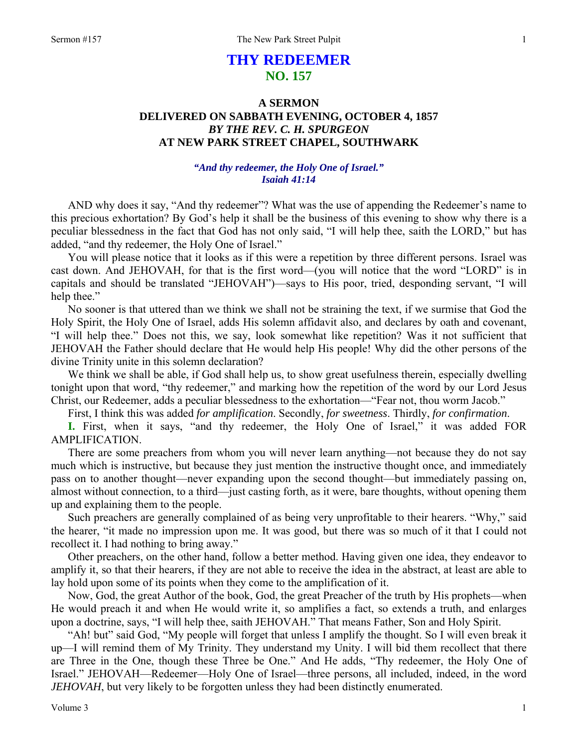# THY REDEEMER
## NO. 157

### A SERMON
### DELIVERED ON SABBATH EVENING, OCTOBER 4, 1857
### *BY THE REV. C. H. SPURGEON*
### AT NEW PARK STREET CHAPEL, SOUTHWARK

***"And thy redeemer, the Holy One of Israel." Isaiah 41:14***

AND why does it say, "And thy redeemer"? What was the use of appending the Redeemer's name to this precious exhortation? By God's help it shall be the business of this evening to show why there is a peculiar blessedness in the fact that God has not only said, "I will help thee, saith the LORD," but has added, "and thy redeemer, the Holy One of Israel."

You will please notice that it looks as if this were a repetition by three different persons. Israel was cast down. And JEHOVAH, for that is the first word—(you will notice that the word "LORD" is in capitals and should be translated "JEHOVAH")—says to His poor, tried, desponding servant, "I will help thee."

No sooner is that uttered than we think we shall not be straining the text, if we surmise that God the Holy Spirit, the Holy One of Israel, adds His solemn affidavit also, and declares by oath and covenant, "I will help thee." Does not this, we say, look somewhat like repetition? Was it not sufficient that JEHOVAH the Father should declare that He would help His people! Why did the other persons of the divine Trinity unite in this solemn declaration?

We think we shall be able, if God shall help us, to show great usefulness therein, especially dwelling tonight upon that word, "thy redeemer," and marking how the repetition of the word by our Lord Jesus Christ, our Redeemer, adds a peculiar blessedness to the exhortation—"Fear not, thou worm Jacob."

First, I think this was added *for amplification*. Secondly, *for sweetness*. Thirdly, *for confirmation*.

**I.** First, when it says, "and thy redeemer, the Holy One of Israel," it was added FOR AMPLIFICATION.

There are some preachers from whom you will never learn anything—not because they do not say much which is instructive, but because they just mention the instructive thought once, and immediately pass on to another thought—never expanding upon the second thought—but immediately passing on, almost without connection, to a third—just casting forth, as it were, bare thoughts, without opening them up and explaining them to the people.

Such preachers are generally complained of as being very unprofitable to their hearers. "Why," said the hearer, "it made no impression upon me. It was good, but there was so much of it that I could not recollect it. I had nothing to bring away."

Other preachers, on the other hand, follow a better method. Having given one idea, they endeavor to amplify it, so that their hearers, if they are not able to receive the idea in the abstract, at least are able to lay hold upon some of its points when they come to the amplification of it.

Now, God, the great Author of the book, God, the great Preacher of the truth by His prophets—when He would preach it and when He would write it, so amplifies a fact, so extends a truth, and enlarges upon a doctrine, says, "I will help thee, saith JEHOVAH." That means Father, Son and Holy Spirit.

"Ah! but" said God, "My people will forget that unless I amplify the thought. So I will even break it up—I will remind them of My Trinity. They understand my Unity. I will bid them recollect that there are Three in the One, though these Three be One." And He adds, "Thy redeemer, the Holy One of Israel." JEHOVAH—Redeemer—Holy One of Israel—three persons, all included, indeed, in the word *JEHOVAH*, but very likely to be forgotten unless they had been distinctly enumerated.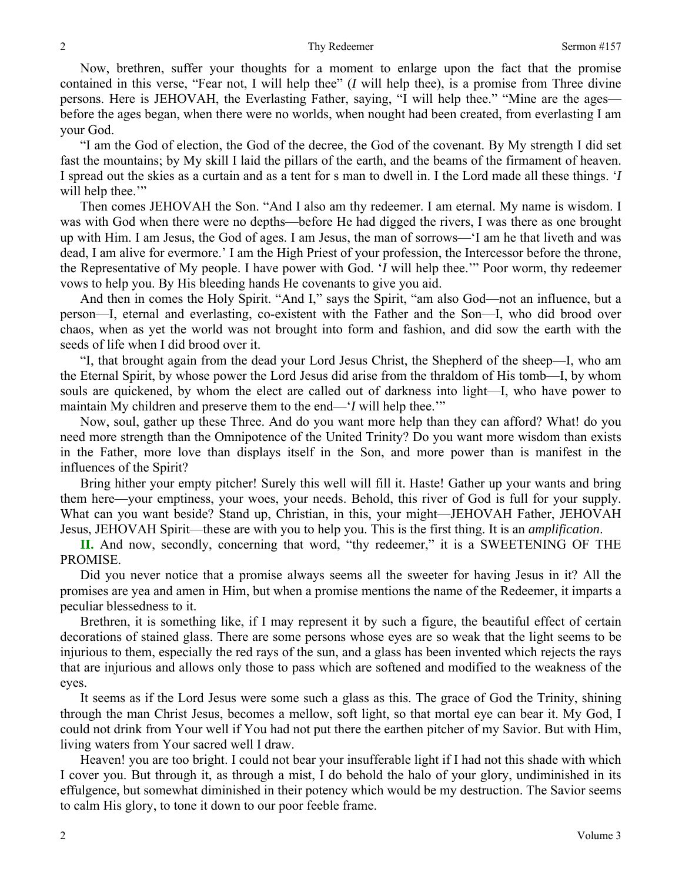Now, brethren, suffer your thoughts for a moment to enlarge upon the fact that the promise contained in this verse, "Fear not, I will help thee" (*I* will help thee), is a promise from Three divine persons. Here is JEHOVAH, the Everlasting Father, saying, "I will help thee." "Mine are the ages—before the ages began, when there were no worlds, when nought had been created, from everlasting I am your God.

"I am the God of election, the God of the decree, the God of the covenant. By My strength I did set fast the mountains; by My skill I laid the pillars of the earth, and the beams of the firmament of heaven. I spread out the skies as a curtain and as a tent for s man to dwell in. I the Lord made all these things. '*I* will help thee.'"

Then comes JEHOVAH the Son. "And I also am thy redeemer. I am eternal. My name is wisdom. I was with God when there were no depths—before He had digged the rivers, I was there as one brought up with Him. I am Jesus, the God of ages. I am Jesus, the man of sorrows—'I am he that liveth and was dead, I am alive for evermore.' I am the High Priest of your profession, the Intercessor before the throne, the Representative of My people. I have power with God. '*I* will help thee.'" Poor worm, thy redeemer vows to help you. By His bleeding hands He covenants to give you aid.

And then in comes the Holy Spirit. "And I," says the Spirit, "am also God—not an influence, but a person—I, eternal and everlasting, co-existent with the Father and the Son—I, who did brood over chaos, when as yet the world was not brought into form and fashion, and did sow the earth with the seeds of life when I did brood over it.

"I, that brought again from the dead your Lord Jesus Christ, the Shepherd of the sheep—I, who am the Eternal Spirit, by whose power the Lord Jesus did arise from the thraldom of His tomb—I, by whom souls are quickened, by whom the elect are called out of darkness into light—I, who have power to maintain My children and preserve them to the end—'*I* will help thee.'"

Now, soul, gather up these Three. And do you want more help than they can afford? What! do you need more strength than the Omnipotence of the United Trinity? Do you want more wisdom than exists in the Father, more love than displays itself in the Son, and more power than is manifest in the influences of the Spirit?

Bring hither your empty pitcher! Surely this well will fill it. Haste! Gather up your wants and bring them here—your emptiness, your woes, your needs. Behold, this river of God is full for your supply. What can you want beside? Stand up, Christian, in this, your might—JEHOVAH Father, JEHOVAH Jesus, JEHOVAH Spirit—these are with you to help you. This is the first thing. It is an *amplification*.

**II.** And now, secondly, concerning that word, "thy redeemer," it is a SWEETENING OF THE PROMISE.

Did you never notice that a promise always seems all the sweeter for having Jesus in it? All the promises are yea and amen in Him, but when a promise mentions the name of the Redeemer, it imparts a peculiar blessedness to it.

Brethren, it is something like, if I may represent it by such a figure, the beautiful effect of certain decorations of stained glass. There are some persons whose eyes are so weak that the light seems to be injurious to them, especially the red rays of the sun, and a glass has been invented which rejects the rays that are injurious and allows only those to pass which are softened and modified to the weakness of the eyes.

It seems as if the Lord Jesus were some such a glass as this. The grace of God the Trinity, shining through the man Christ Jesus, becomes a mellow, soft light, so that mortal eye can bear it. My God, I could not drink from Your well if You had not put there the earthen pitcher of my Savior. But with Him, living waters from Your sacred well I draw.

Heaven! you are too bright. I could not bear your insufferable light if I had not this shade with which I cover you. But through it, as through a mist, I do behold the halo of your glory, undiminished in its effulgence, but somewhat diminished in their potency which would be my destruction. The Savior seems to calm His glory, to tone it down to our poor feeble frame.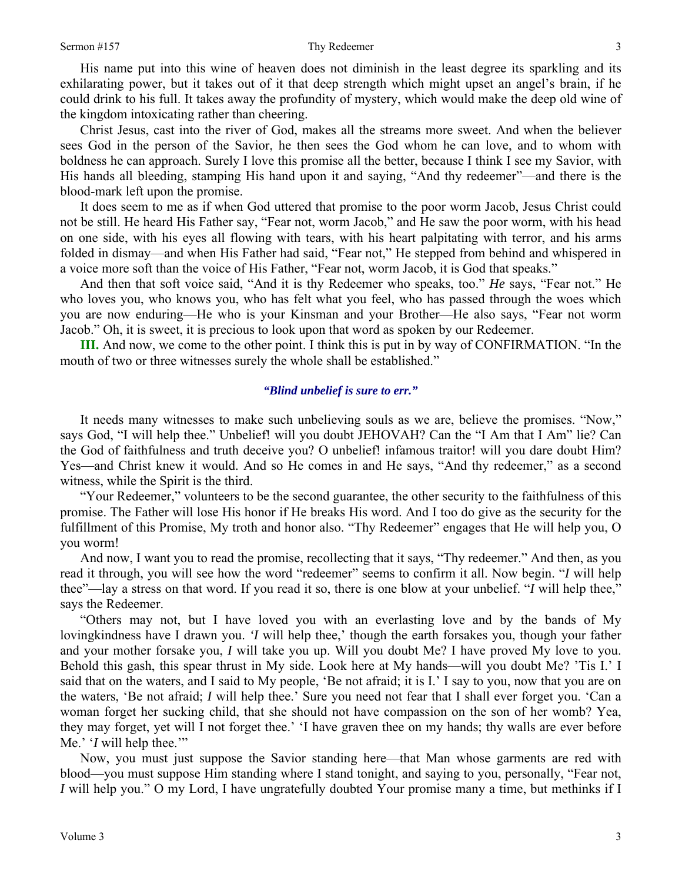His name put into this wine of heaven does not diminish in the least degree its sparkling and its exhilarating power, but it takes out of it that deep strength which might upset an angel's brain, if he could drink to his full. It takes away the profundity of mystery, which would make the deep old wine of the kingdom intoxicating rather than cheering.

Christ Jesus, cast into the river of God, makes all the streams more sweet. And when the believer sees God in the person of the Savior, he then sees the God whom he can love, and to whom with boldness he can approach. Surely I love this promise all the better, because I think I see my Savior, with His hands all bleeding, stamping His hand upon it and saying, "And thy redeemer"—and there is the blood-mark left upon the promise.

It does seem to me as if when God uttered that promise to the poor worm Jacob, Jesus Christ could not be still. He heard His Father say, "Fear not, worm Jacob," and He saw the poor worm, with his head on one side, with his eyes all flowing with tears, with his heart palpitating with terror, and his arms folded in dismay—and when His Father had said, "Fear not," He stepped from behind and whispered in a voice more soft than the voice of His Father, "Fear not, worm Jacob, it is God that speaks."

And then that soft voice said, "And it is thy Redeemer who speaks, too." *He* says, "Fear not." He who loves you, who knows you, who has felt what you feel, who has passed through the woes which you are now enduring—He who is your Kinsman and your Brother—He also says, "Fear not worm Jacob." Oh, it is sweet, it is precious to look upon that word as spoken by our Redeemer.

**III.** And now, we come to the other point. I think this is put in by way of CONFIRMATION. "In the mouth of two or three witnesses surely the whole shall be established."

***"Blind unbelief is sure to err."***

It needs many witnesses to make such unbelieving souls as we are, believe the promises. "Now," says God, "I will help thee." Unbelief! will you doubt JEHOVAH? Can the "I Am that I Am" lie? Can the God of faithfulness and truth deceive you? O unbelief! infamous traitor! will you dare doubt Him? Yes—and Christ knew it would. And so He comes in and He says, "And thy redeemer," as a second witness, while the Spirit is the third.

"Your Redeemer," volunteers to be the second guarantee, the other security to the faithfulness of this promise. The Father will lose His honor if He breaks His word. And I too do give as the security for the fulfillment of this Promise, My troth and honor also. "Thy Redeemer" engages that He will help you, O you worm!

And now, I want you to read the promise, recollecting that it says, "Thy redeemer." And then, as you read it through, you will see how the word "redeemer" seems to confirm it all. Now begin. "*I* will help thee"—lay a stress on that word. If you read it so, there is one blow at your unbelief. "*I* will help thee," says the Redeemer.

"Others may not, but I have loved you with an everlasting love and by the bands of My lovingkindness have I drawn you. *'I* will help thee,' though the earth forsakes you, though your father and your mother forsake you, *I* will take you up. Will you doubt Me? I have proved My love to you. Behold this gash, this spear thrust in My side. Look here at My hands—will you doubt Me? 'Tis I.' I said that on the waters, and I said to My people, 'Be not afraid; it is I.' I say to you, now that you are on the waters, 'Be not afraid; *I* will help thee.' Sure you need not fear that I shall ever forget you. 'Can a woman forget her sucking child, that she should not have compassion on the son of her womb? Yea, they may forget, yet will I not forget thee.' 'I have graven thee on my hands; thy walls are ever before Me.' '*I* will help thee.'"

Now, you must just suppose the Savior standing here—that Man whose garments are red with blood—you must suppose Him standing where I stand tonight, and saying to you, personally, "Fear not, *I* will help you." O my Lord, I have ungratefully doubted Your promise many a time, but methinks if I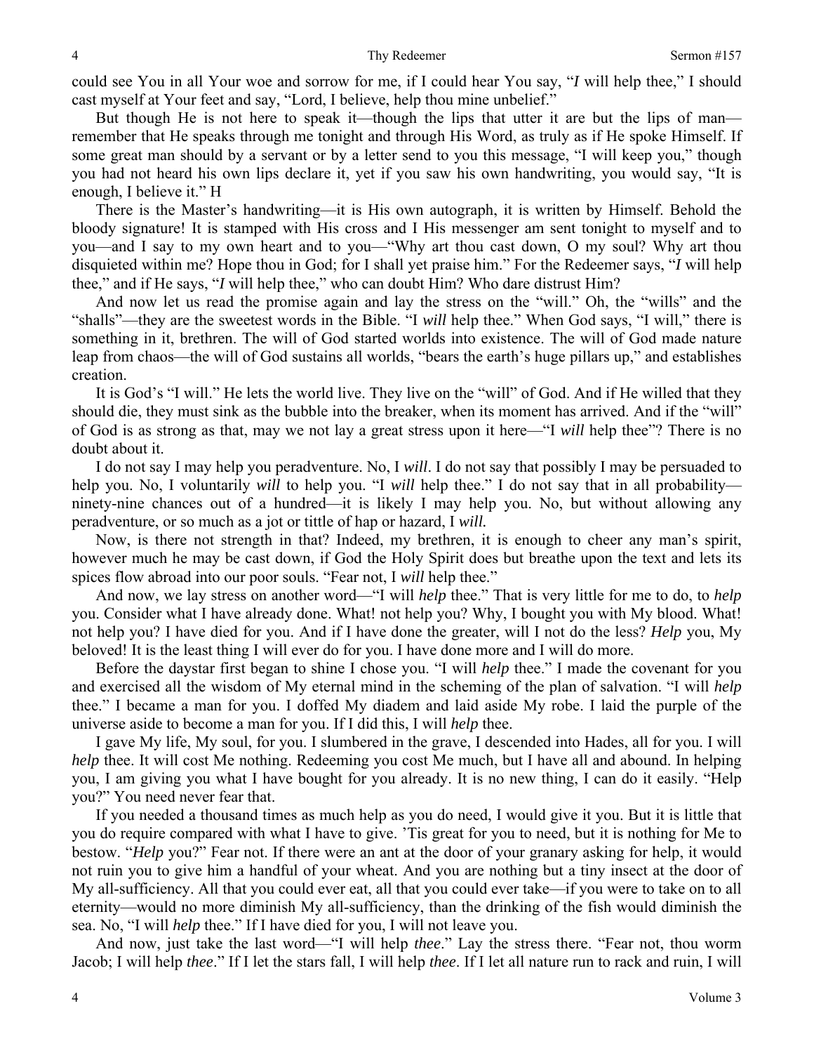could see You in all Your woe and sorrow for me, if I could hear You say, "*I* will help thee," I should cast myself at Your feet and say, "Lord, I believe, help thou mine unbelief."

But though He is not here to speak it—though the lips that utter it are but the lips of man—remember that He speaks through me tonight and through His Word, as truly as if He spoke Himself. If some great man should by a servant or by a letter send to you this message, "I will keep you," though you had not heard his own lips declare it, yet if you saw his own handwriting, you would say, "It is enough, I believe it." H

There is the Master's handwriting—it is His own autograph, it is written by Himself. Behold the bloody signature! It is stamped with His cross and I His messenger am sent tonight to myself and to you—and I say to my own heart and to you—"Why art thou cast down, O my soul? Why art thou disquieted within me? Hope thou in God; for I shall yet praise him." For the Redeemer says, "*I* will help thee," and if He says, "*I* will help thee," who can doubt Him? Who dare distrust Him?

And now let us read the promise again and lay the stress on the "will." Oh, the "wills" and the "shalls"—they are the sweetest words in the Bible. "I *will* help thee." When God says, "I will," there is something in it, brethren. The will of God started worlds into existence. The will of God made nature leap from chaos—the will of God sustains all worlds, "bears the earth's huge pillars up," and establishes creation.

It is God's "I will." He lets the world live. They live on the "will" of God. And if He willed that they should die, they must sink as the bubble into the breaker, when its moment has arrived. And if the "will" of God is as strong as that, may we not lay a great stress upon it here—"I *will* help thee"? There is no doubt about it.

I do not say I may help you peradventure. No, I *will*. I do not say that possibly I may be persuaded to help you. No, I voluntarily *will* to help you. "I *will* help thee." I do not say that in all probability—ninety-nine chances out of a hundred—it is likely I may help you. No, but without allowing any peradventure, or so much as a jot or tittle of hap or hazard, I *will.*

Now, is there not strength in that? Indeed, my brethren, it is enough to cheer any man's spirit, however much he may be cast down, if God the Holy Spirit does but breathe upon the text and lets its spices flow abroad into our poor souls. "Fear not, I *will* help thee."

And now, we lay stress on another word—"I will *help* thee." That is very little for me to do, to *help* you. Consider what I have already done. What! not help you? Why, I bought you with My blood. What! not help you? I have died for you. And if I have done the greater, will I not do the less? *Help* you, My beloved! It is the least thing I will ever do for you. I have done more and I will do more.

Before the daystar first began to shine I chose you. "I will *help* thee." I made the covenant for you and exercised all the wisdom of My eternal mind in the scheming of the plan of salvation. "I will *help* thee." I became a man for you. I doffed My diadem and laid aside My robe. I laid the purple of the universe aside to become a man for you. If I did this, I will *help* thee.

I gave My life, My soul, for you. I slumbered in the grave, I descended into Hades, all for you. I will *help* thee. It will cost Me nothing. Redeeming you cost Me much, but I have all and abound. In helping you, I am giving you what I have bought for you already. It is no new thing, I can do it easily. "Help you?" You need never fear that.

If you needed a thousand times as much help as you do need, I would give it you. But it is little that you do require compared with what I have to give. 'Tis great for you to need, but it is nothing for Me to bestow. "*Help* you?" Fear not. If there were an ant at the door of your granary asking for help, it would not ruin you to give him a handful of your wheat. And you are nothing but a tiny insect at the door of My all-sufficiency. All that you could ever eat, all that you could ever take—if you were to take on to all eternity—would no more diminish My all-sufficiency, than the drinking of the fish would diminish the sea. No, "I will *help* thee." If I have died for you, I will not leave you.

And now, just take the last word—"I will help *thee*." Lay the stress there. "Fear not, thou worm Jacob; I will help *thee*." If I let the stars fall, I will help *thee*. If I let all nature run to rack and ruin, I will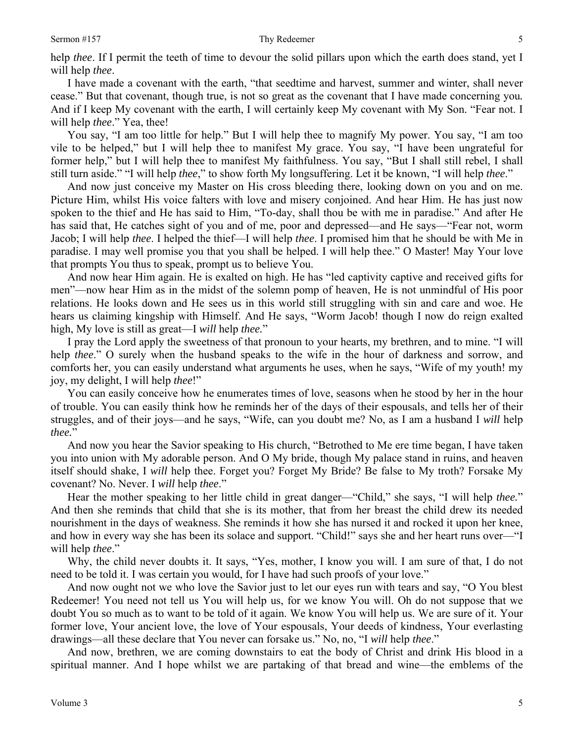help *thee*. If I permit the teeth of time to devour the solid pillars upon which the earth does stand, yet I will help *thee*.

I have made a covenant with the earth, "that seedtime and harvest, summer and winter, shall never cease." But that covenant, though true, is not so great as the covenant that I have made concerning you. And if I keep My covenant with the earth, I will certainly keep My covenant with My Son. "Fear not. I will help *thee*." Yea, thee!

You say, "I am too little for help." But I will help thee to magnify My power. You say, "I am too vile to be helped," but I will help thee to manifest My grace. You say, "I have been ungrateful for former help," but I will help thee to manifest My faithfulness. You say, "But I shall still rebel, I shall still turn aside." "I will help *thee*," to show forth My longsuffering. Let it be known, "I will help *thee*."

And now just conceive my Master on His cross bleeding there, looking down on you and on me. Picture Him, whilst His voice falters with love and misery conjoined. And hear Him. He has just now spoken to the thief and He has said to Him, "To-day, shall thou be with me in paradise." And after He has said that, He catches sight of you and of me, poor and depressed—and He says—"Fear not, worm Jacob; I will help *thee*. I helped the thief—I will help *thee*. I promised him that he should be with Me in paradise. I may well promise you that you shall be helped. I will help thee." O Master! May Your love that prompts You thus to speak, prompt us to believe You.

And now hear Him again. He is exalted on high. He has "led captivity captive and received gifts for men"—now hear Him as in the midst of the solemn pomp of heaven, He is not unmindful of His poor relations. He looks down and He sees us in this world still struggling with sin and care and woe. He hears us claiming kingship with Himself. And He says, "Worm Jacob! though I now do reign exalted high, My love is still as great—I *will* help *thee.*"

I pray the Lord apply the sweetness of that pronoun to your hearts, my brethren, and to mine. "I will help *thee*." O surely when the husband speaks to the wife in the hour of darkness and sorrow, and comforts her, you can easily understand what arguments he uses, when he says, "Wife of my youth! my joy, my delight, I will help *thee*!"

You can easily conceive how he enumerates times of love, seasons when he stood by her in the hour of trouble. You can easily think how he reminds her of the days of their espousals, and tells her of their struggles, and of their joys—and he says, "Wife, can you doubt me? No, as I am a husband I *will* help *thee.*"

And now you hear the Savior speaking to His church, "Betrothed to Me ere time began, I have taken you into union with My adorable person. And O My bride, though My palace stand in ruins, and heaven itself should shake, I *will* help thee. Forget you? Forget My Bride? Be false to My troth? Forsake My covenant? No. Never. I *will* help *thee*."

Hear the mother speaking to her little child in great danger—"Child," she says, "I will help *thee.*" And then she reminds that child that she is its mother, that from her breast the child drew its needed nourishment in the days of weakness. She reminds it how she has nursed it and rocked it upon her knee, and how in every way she has been its solace and support. "Child!" says she and her heart runs over—"I will help *thee*."

Why, the child never doubts it. It says, "Yes, mother, I know you will. I am sure of that, I do not need to be told it. I was certain you would, for I have had such proofs of your love."

And now ought not we who love the Savior just to let our eyes run with tears and say, "O You blest Redeemer! You need not tell us You will help us, for we know You will. Oh do not suppose that we doubt You so much as to want to be told of it again. We know You will help us. We are sure of it. Your former love, Your ancient love, the love of Your espousals, Your deeds of kindness, Your everlasting drawings—all these declare that You never can forsake us." No, no, "I *will* help *thee*."

And now, brethren, we are coming downstairs to eat the body of Christ and drink His blood in a spiritual manner. And I hope whilst we are partaking of that bread and wine—the emblems of the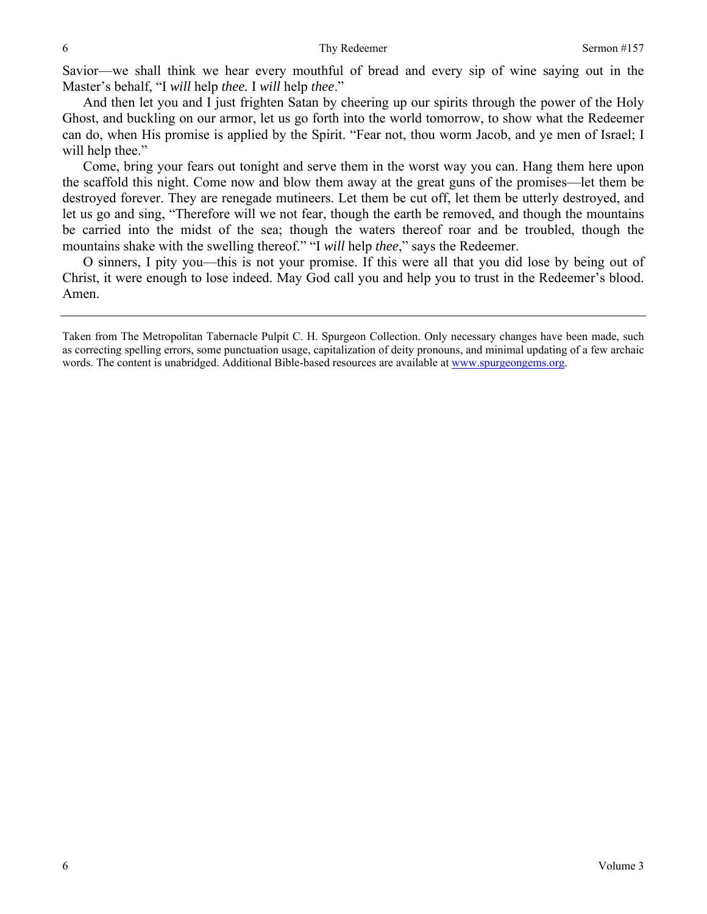Savior—we shall think we hear every mouthful of bread and every sip of wine saying out in the Master's behalf, "I *will* help *thee.* I *will* help *thee*."

And then let you and I just frighten Satan by cheering up our spirits through the power of the Holy Ghost, and buckling on our armor, let us go forth into the world tomorrow, to show what the Redeemer can do, when His promise is applied by the Spirit. "Fear not, thou worm Jacob, and ye men of Israel; I will help thee."

Come, bring your fears out tonight and serve them in the worst way you can. Hang them here upon the scaffold this night. Come now and blow them away at the great guns of the promises—let them be destroyed forever. They are renegade mutineers. Let them be cut off, let them be utterly destroyed, and let us go and sing, "Therefore will we not fear, though the earth be removed, and though the mountains be carried into the midst of the sea; though the waters thereof roar and be troubled, though the mountains shake with the swelling thereof." "I *will* help *thee*," says the Redeemer.

O sinners, I pity you—this is not your promise. If this were all that you did lose by being out of Christ, it were enough to lose indeed. May God call you and help you to trust in the Redeemer's blood. Amen.

---

Taken from The Metropolitan Tabernacle Pulpit C. H. Spurgeon Collection. Only necessary changes have been made, such as correcting spelling errors, some punctuation usage, capitalization of deity pronouns, and minimal updating of a few archaic words. The content is unabridged. Additional Bible-based resources are available at www.spurgeongems.org.